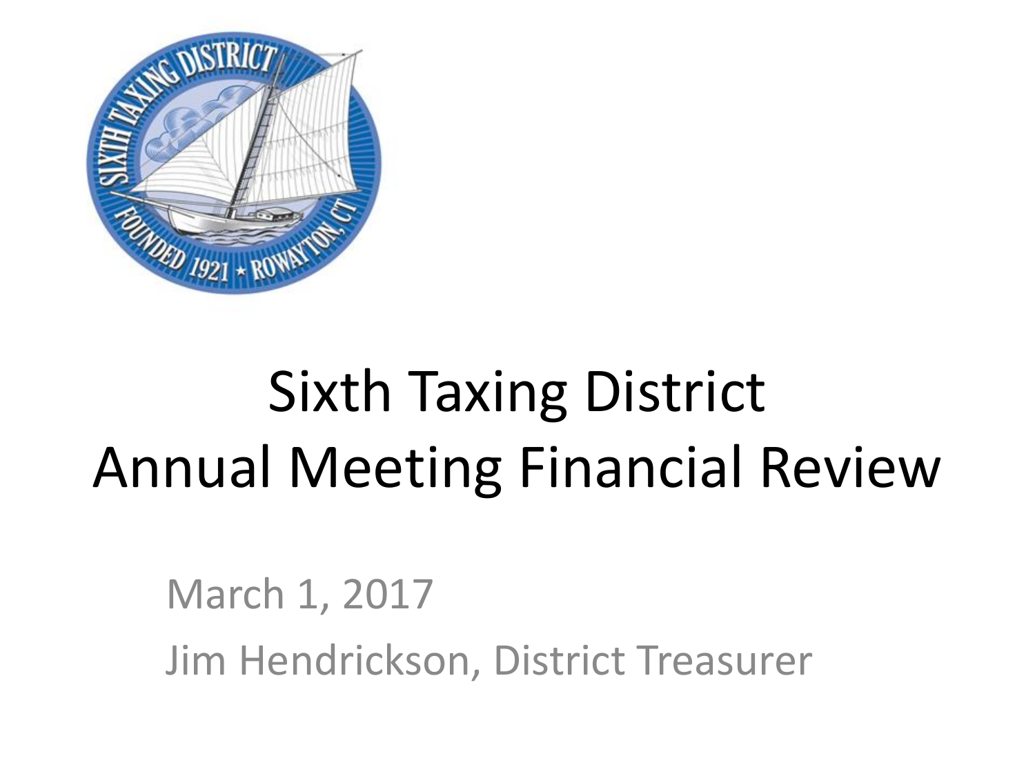# Sixth Taxing District
# Annual Meeting Financial Review

March 1, 2017

Jim Hendrickson, District Treasurer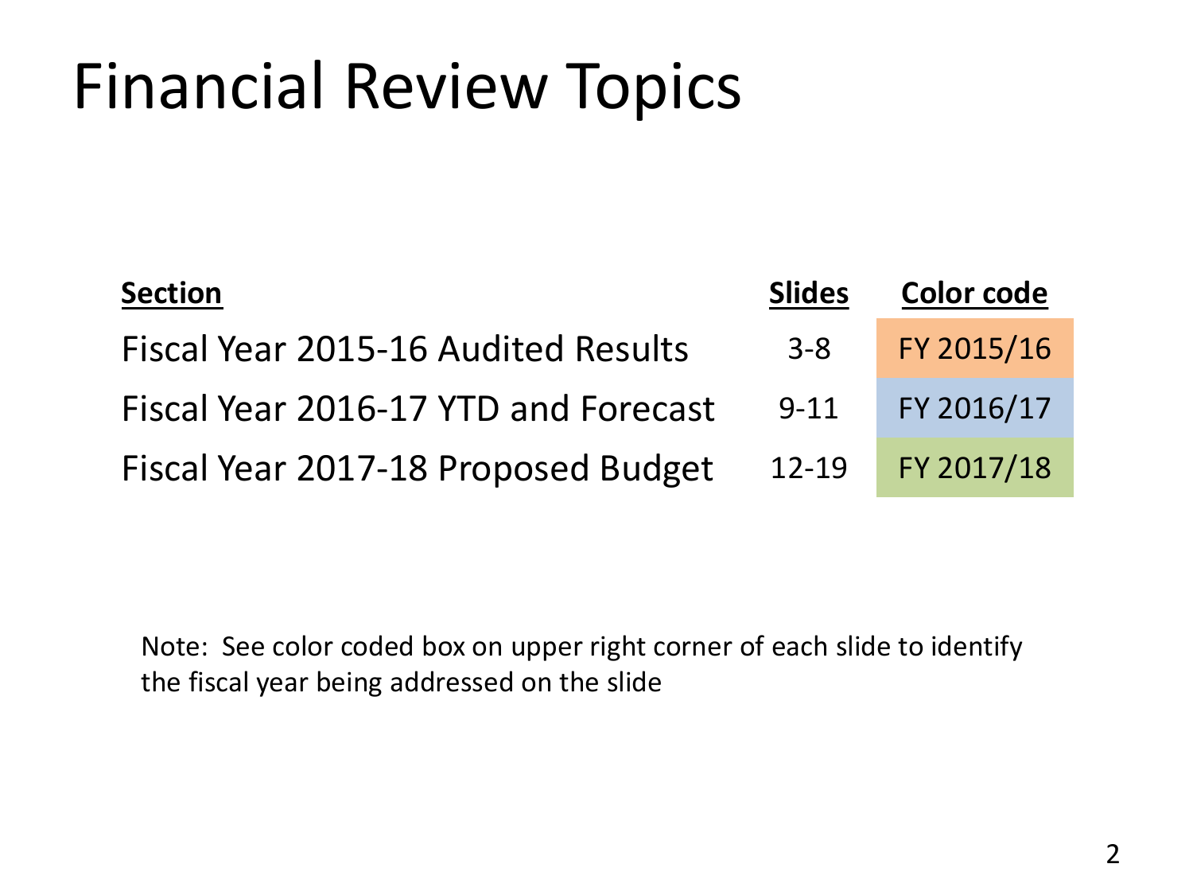# Financial Review Topics

| Section | Slides | Color code |
|---|---|---|
| Fiscal Year 2015-16 Audited Results | 3-8 | FY 2015/16 |
| Fiscal Year 2016-17 YTD and Forecast | 9-11 | FY 2016/17 |
| Fiscal Year 2017-18 Proposed Budget | 12-19 | FY 2017/18 |

Note: See color coded box on upper right corner of each slide to identify the fiscal year being addressed on the slide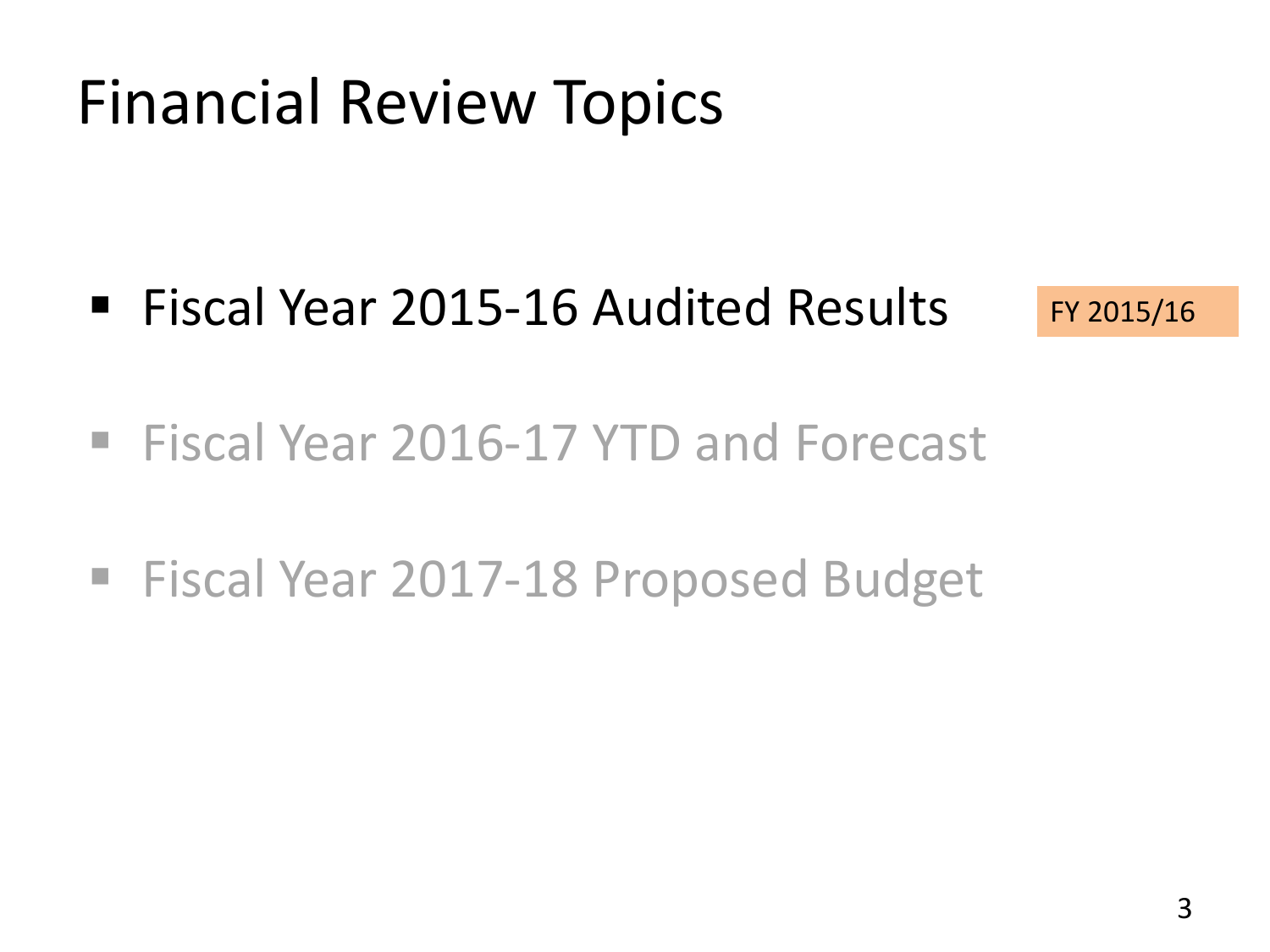# Financial Review Topics

- Fiscal Year 2015-16 Audited Results

FY 2015/16

- Fiscal Year 2016-17 YTD and Forecast
- Fiscal Year 2017-18 Proposed Budget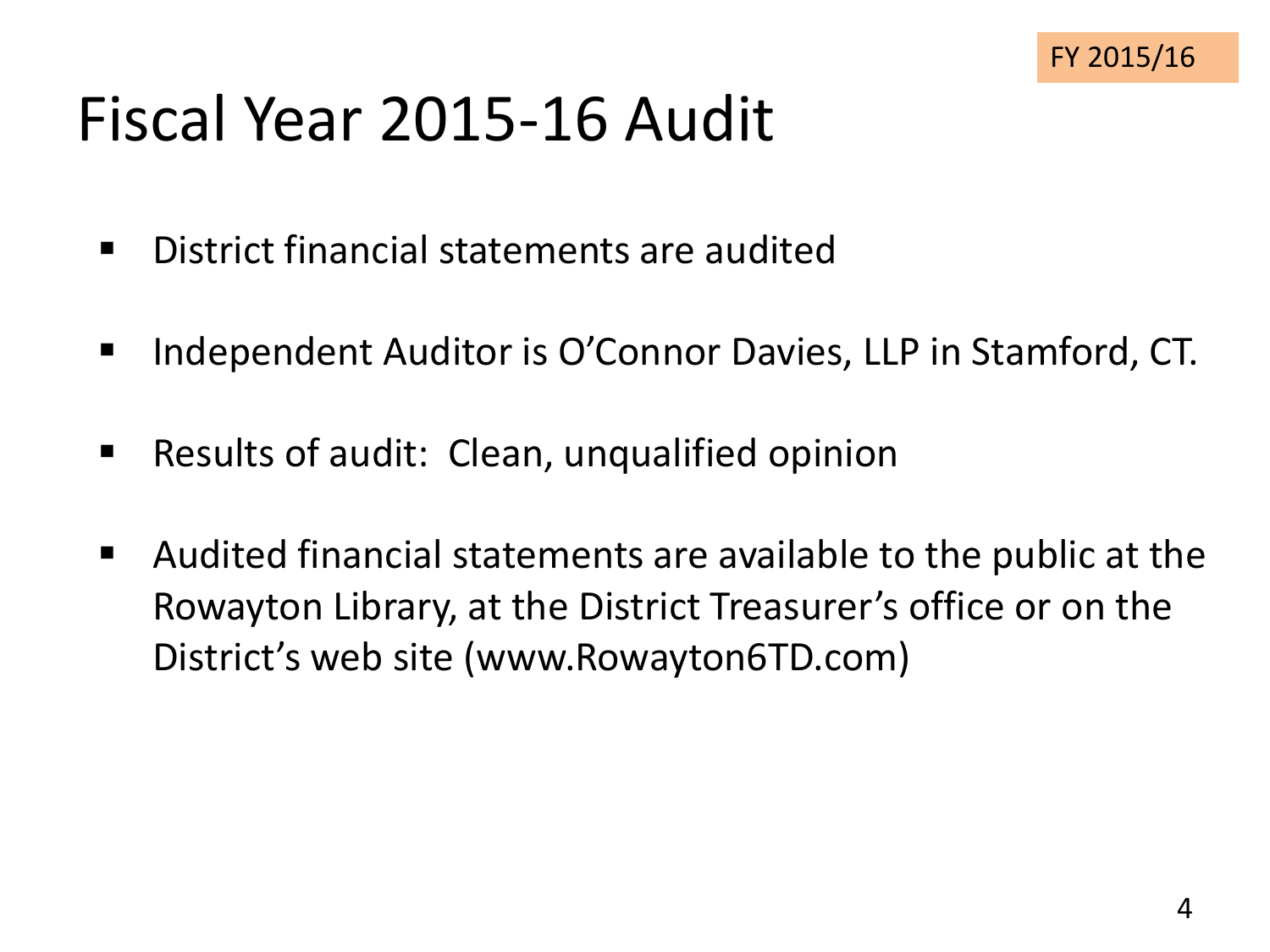FY 2015/16

# Fiscal Year 2015-16 Audit

- District financial statements are audited
- Independent Auditor is O'Connor Davies, LLP in Stamford, CT.
- Results of audit: Clean, unqualified opinion
- Audited financial statements are available to the public at the Rowayton Library, at the District Treasurer's office or on the District's web site (www.Rowayton6TD.com)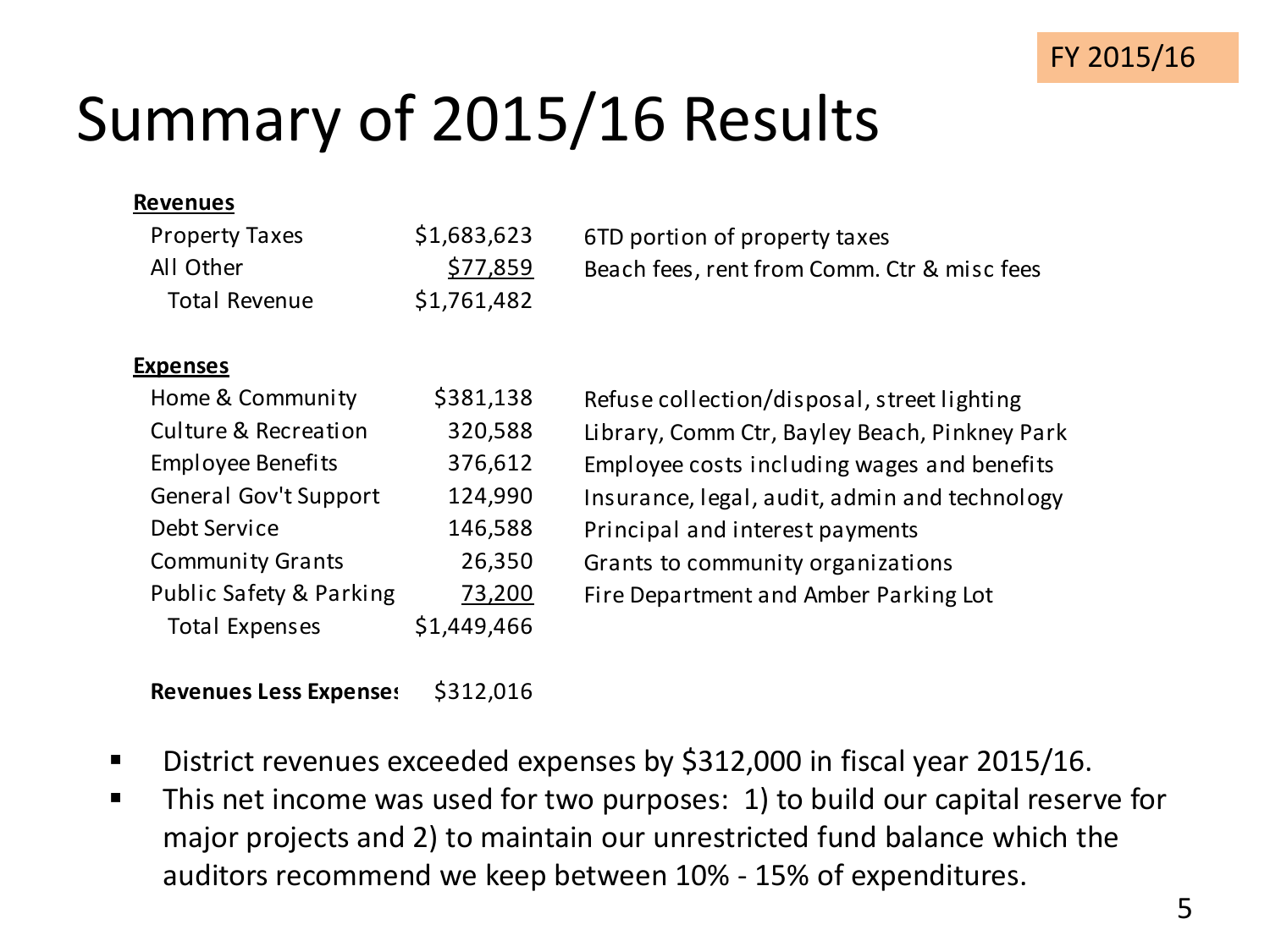FY 2015/16

# Summary of 2015/16 Results

| **Revenues** | | |
|---|---|---|
| Property Taxes | $1,683,623 | 6TD portion of property taxes |
| All Other | $77,859 | Beach fees, rent from Comm. Ctr & misc fees |
| Total Revenue | $1,761,482 | |
| | | |
| **Expenses** | | |
| Home & Community | $381,138 | Refuse collection/disposal, street lighting |
| Culture & Recreation | 320,588 | Library, Comm Ctr, Bayley Beach, Pinkney Park |
| Employee Benefits | 376,612 | Employee costs including wages and benefits |
| General Gov't Support | 124,990 | Insurance, legal, audit, admin and technology |
| Debt Service | 146,588 | Principal and interest payments |
| Community Grants | 26,350 | Grants to community organizations |
| Public Safety & Parking | 73,200 | Fire Department and Amber Parking Lot |
| Total Expenses | $1,449,466 | |
| | | |
| **Revenues Less Expenses** | $312,016 | |

- District revenues exceeded expenses by $312,000 in fiscal year 2015/16.
- This net income was used for two purposes: 1) to build our capital reserve for major projects and 2) to maintain our unrestricted fund balance which the auditors recommend we keep between 10% - 15% of expenditures.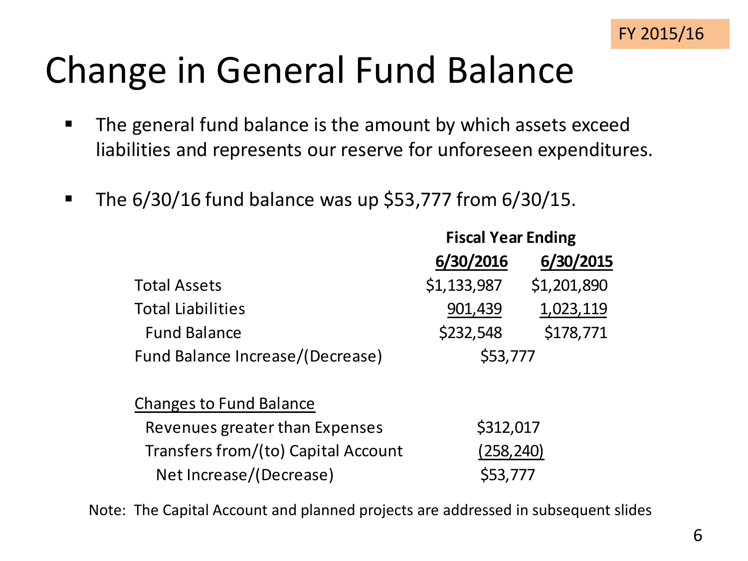FY 2015/16

# Change in General Fund Balance

- The general fund balance is the amount by which assets exceed liabilities and represents our reserve for unforeseen expenditures.
- The 6/30/16 fund balance was up $53,777 from 6/30/15.

| | Fiscal Year Ending | |
|---|---|---|
| | **6/30/2016** | **6/30/2015** |
| Total Assets | $1,133,987 | $1,201,890 |
| Total Liabilities | 901,439 | 1,023,119 |
| Fund Balance | $232,548 | $178,771 |
| Fund Balance Increase/(Decrease) | $53,777 | |
| | | |
| Changes to Fund Balance | | |
| Revenues greater than Expenses | $312,017 | |
| Transfers from/(to) Capital Account | (258,240) | |
| Net Increase/(Decrease) | $53,777 | |

Note: The Capital Account and planned projects are addressed in subsequent slides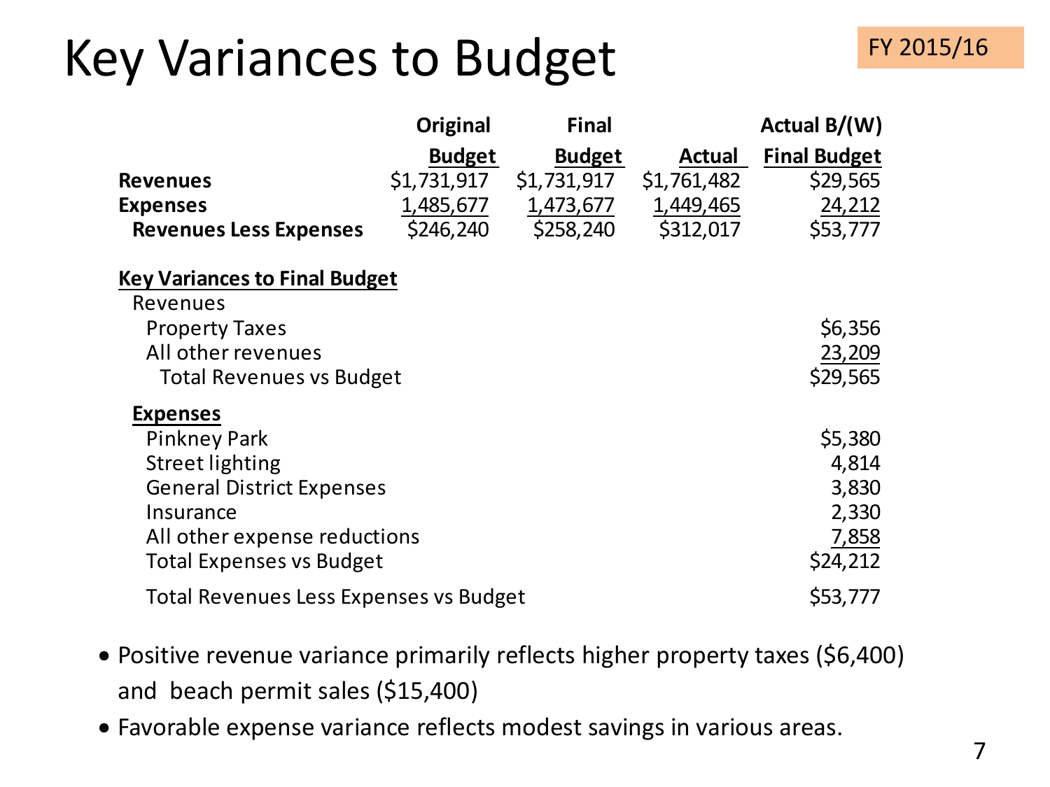# Key Variances to Budget

FY 2015/16

| | Original Budget | Final Budget | Actual | Actual B/(W) Final Budget |
|---|---|---|---|---|
| **Revenues** | $1,731,917 | $1,731,917 | $1,761,482 | $29,565 |
| **Expenses** | 1,485,677 | 1,473,677 | 1,449,465 | 24,212 |
| **Revenues Less Expenses** | $246,240 | $258,240 | $312,017 | $53,777 |
| | | | | |
| **Key Variances to Final Budget** | | | | |
| Revenues | | | | |
| Property Taxes | | | | $6,356 |
| All other revenues | | | | 23,209 |
| Total Revenues vs Budget | | | | $29,565 |
| **Expenses** | | | | |
| Pinkney Park | | | | $5,380 |
| Street lighting | | | | 4,814 |
| General District Expenses | | | | 3,830 |
| Insurance | | | | 2,330 |
| All other expense reductions | | | | 7,858 |
| Total Expenses vs Budget | | | | $24,212 |
| Total Revenues Less Expenses vs Budget | | | | $53,777 |

- Positive revenue variance primarily reflects higher property taxes ($6,400) and beach permit sales ($15,400)
- Favorable expense variance reflects modest savings in various areas.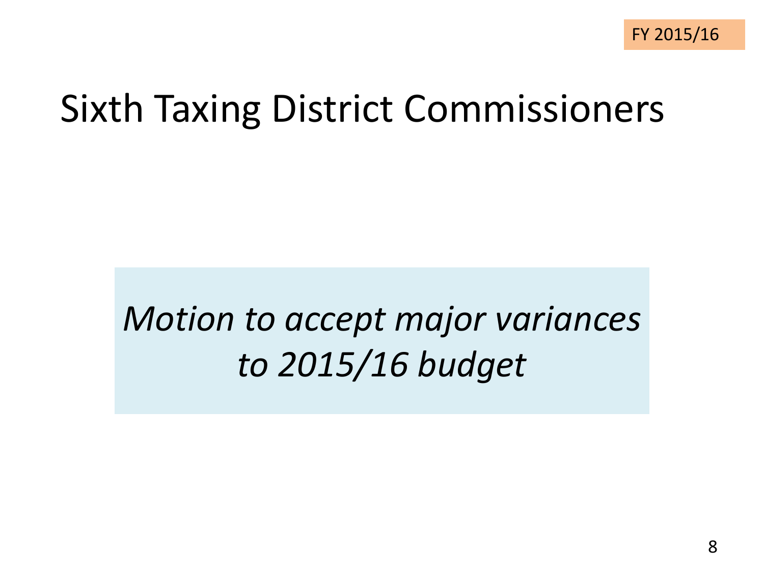FY 2015/16

# Sixth Taxing District Commissioners

*Motion to accept major variances to 2015/16 budget*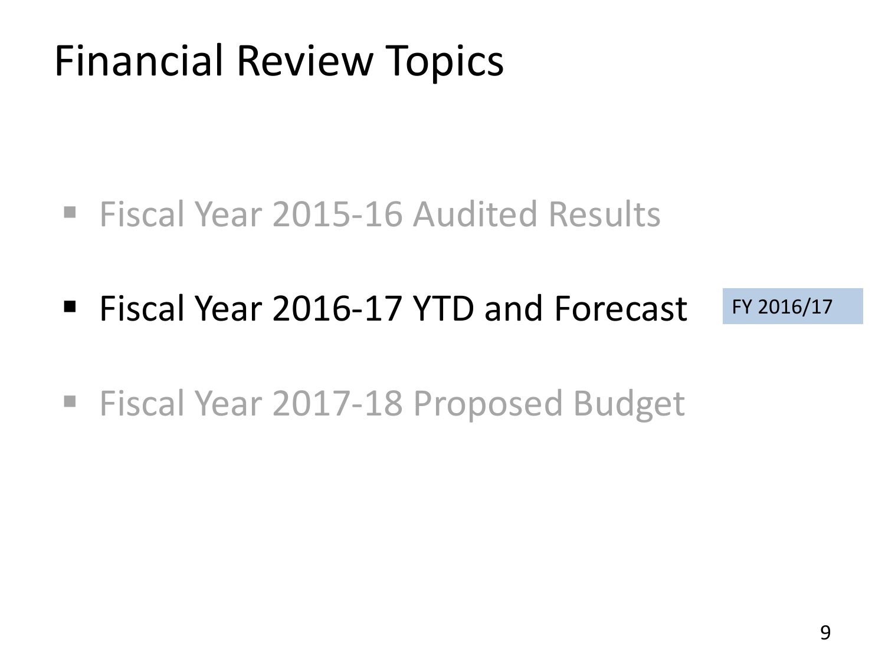# Financial Review Topics

- Fiscal Year 2015-16 Audited Results
- Fiscal Year 2016-17 YTD and Forecast

FY 2016/17

- Fiscal Year 2017-18 Proposed Budget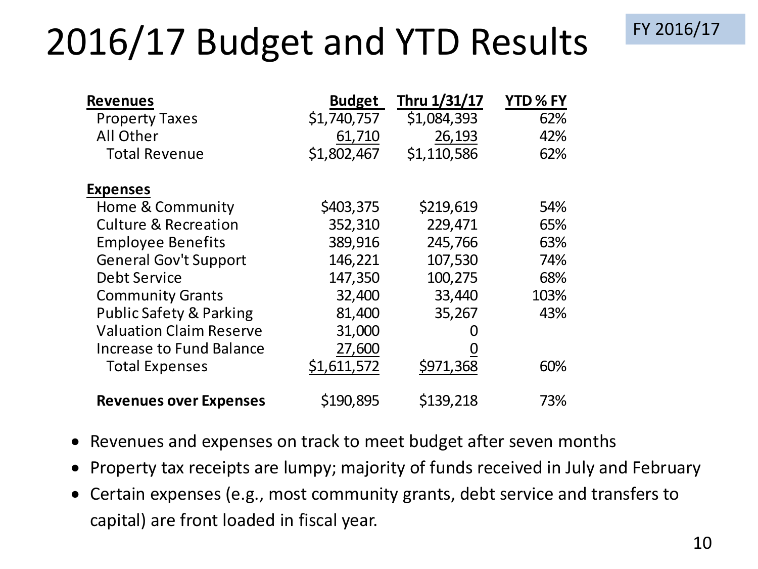# 2016/17 Budget and YTD Results

FY 2016/17

| Revenues | Budget | Thru 1/31/17 | YTD % FY |
|---|---|---|---|
| Property Taxes | $1,740,757 | $1,084,393 | 62% |
| All Other | 61,710 | 26,193 | 42% |
| Total Revenue | $1,802,467 | $1,110,586 | 62% |
| | | | |
| **Expenses** | | | |
| Home & Community | $403,375 | $219,619 | 54% |
| Culture & Recreation | 352,310 | 229,471 | 65% |
| Employee Benefits | 389,916 | 245,766 | 63% |
| General Gov't Support | 146,221 | 107,530 | 74% |
| Debt Service | 147,350 | 100,275 | 68% |
| Community Grants | 32,400 | 33,440 | 103% |
| Public Safety & Parking | 81,400 | 35,267 | 43% |
| Valuation Claim Reserve | 31,000 | 0 | |
| Increase to Fund Balance | 27,600 | 0 | |
| Total Expenses | $1,611,572 | $971,368 | 60% |
| | | | |
| **Revenues over Expenses** | $190,895 | $139,218 | 73% |

- Revenues and expenses on track to meet budget after seven months
- Property tax receipts are lumpy; majority of funds received in July and February
- Certain expenses (e.g., most community grants, debt service and transfers to capital) are front loaded in fiscal year.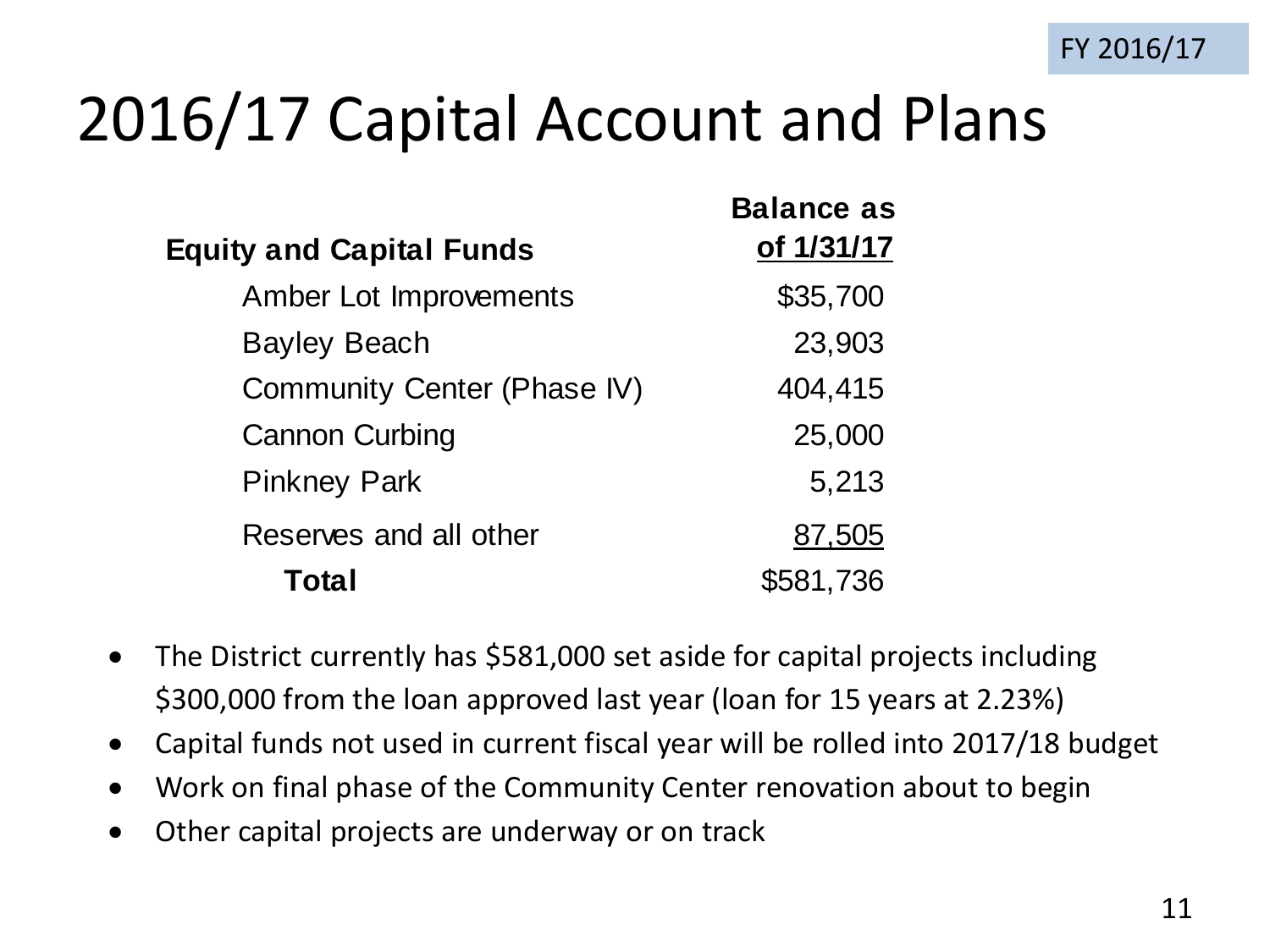FY 2016/17

# 2016/17 Capital Account and Plans

| Equity and Capital Funds | Balance as of 1/31/17 |
| --- | --- |
| Amber Lot Improvements | $35,700 |
| Bayley Beach | 23,903 |
| Community Center (Phase IV) | 404,415 |
| Cannon Curbing | 25,000 |
| Pinkney Park | 5,213 |
| Reserves and all other | 87,505 |
| **Total** | $581,736 |

- The District currently has $581,000 set aside for capital projects including $300,000 from the loan approved last year (loan for 15 years at 2.23%)
- Capital funds not used in current fiscal year will be rolled into 2017/18 budget
- Work on final phase of the Community Center renovation about to begin
- Other capital projects are underway or on track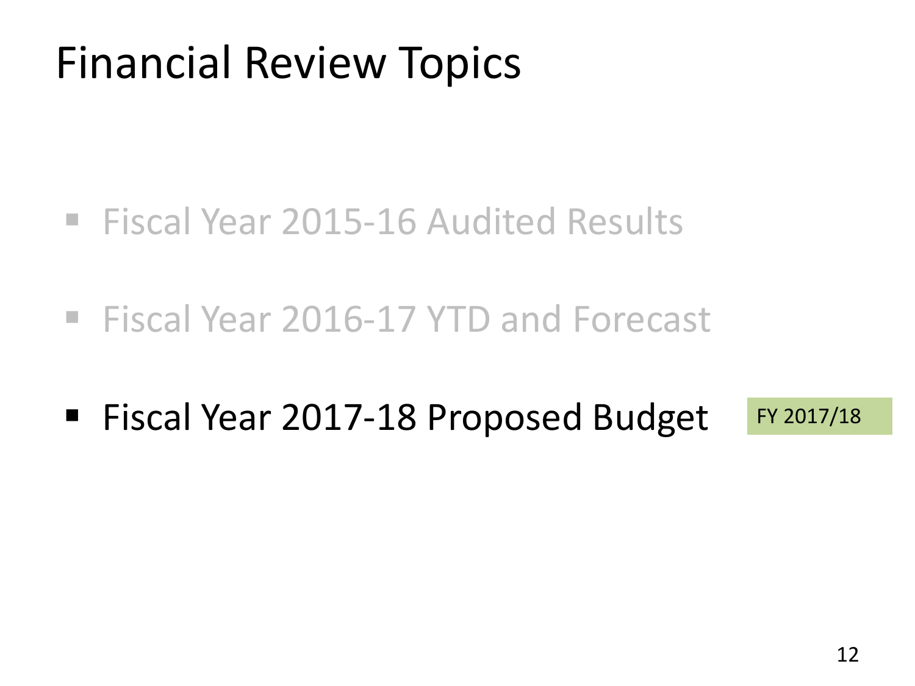# Financial Review Topics

- Fiscal Year 2015-16 Audited Results
- Fiscal Year 2016-17 YTD and Forecast
- Fiscal Year 2017-18 Proposed Budget

FY 2017/18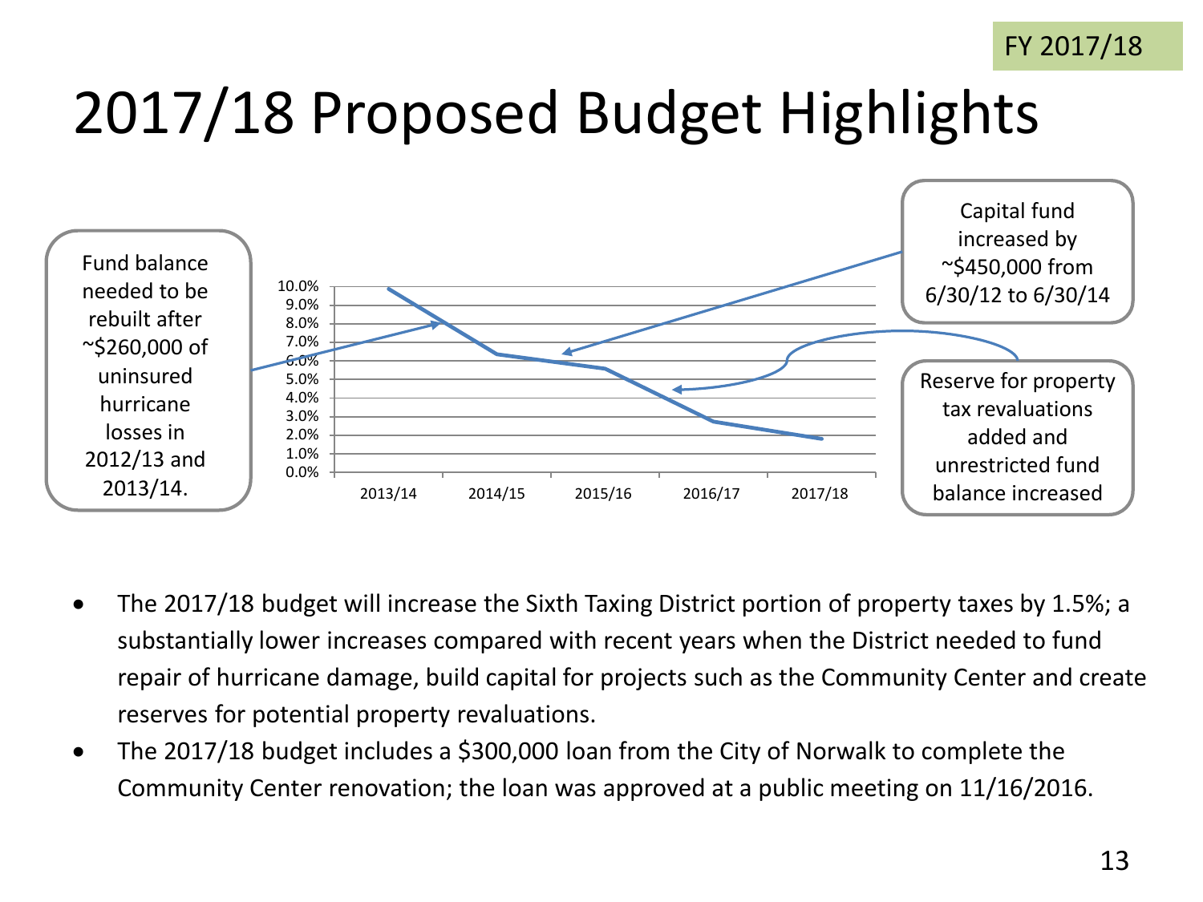FY 2017/18

# 2017/18 Proposed Budget Highlights

Fund balance needed to be rebuilt after ~$260,000 of uninsured hurricane losses in 2012/13 and 2013/14.

| Year | Value |
| --- | --- |
| 2013/14 | ~9.8% |
| 2014/15 | ~6.3% |
| 2015/16 | ~5.5% |
| 2016/17 | ~2.7% |
| 2017/18 | ~1.8% |

Capital fund increased by ~$450,000 from 6/30/12 to 6/30/14

Reserve for property tax revaluations added and unrestricted fund balance increased

- The 2017/18 budget will increase the Sixth Taxing District portion of property taxes by 1.5%; a substantially lower increases compared with recent years when the District needed to fund repair of hurricane damage, build capital for projects such as the Community Center and create reserves for potential property revaluations.
- The 2017/18 budget includes a $300,000 loan from the City of Norwalk to complete the Community Center renovation; the loan was approved at a public meeting on 11/16/2016.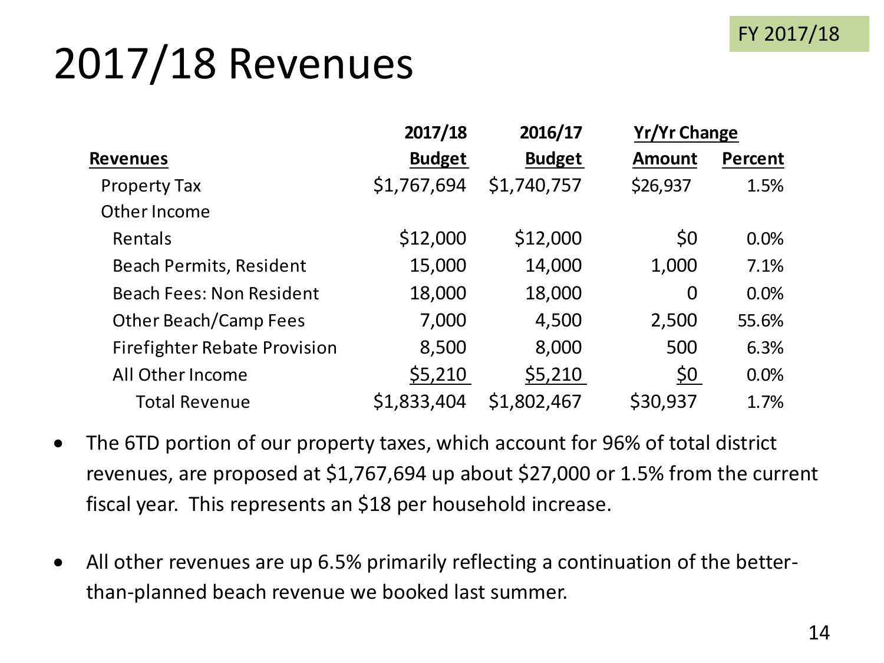FY 2017/18

# 2017/18 Revenues

| Revenues | 2017/18 Budget | 2016/17 Budget | Yr/Yr Change Amount | Yr/Yr Change Percent |
|---|---|---|---|---|
| Property Tax | $1,767,694 | $1,740,757 | $26,937 | 1.5% |
| Other Income | | | | |
| Rentals | $12,000 | $12,000 | $0 | 0.0% |
| Beach Permits, Resident | 15,000 | 14,000 | 1,000 | 7.1% |
| Beach Fees: Non Resident | 18,000 | 18,000 | 0 | 0.0% |
| Other Beach/Camp Fees | 7,000 | 4,500 | 2,500 | 55.6% |
| Firefighter Rebate Provision | 8,500 | 8,000 | 500 | 6.3% |
| All Other Income | $5,210 | $5,210 | $0 | 0.0% |
| Total Revenue | $1,833,404 | $1,802,467 | $30,937 | 1.7% |

- The 6TD portion of our property taxes, which account for 96% of total district revenues, are proposed at $1,767,694 up about $27,000 or 1.5% from the current fiscal year. This represents an $18 per household increase.
- All other revenues are up 6.5% primarily reflecting a continuation of the better-than-planned beach revenue we booked last summer.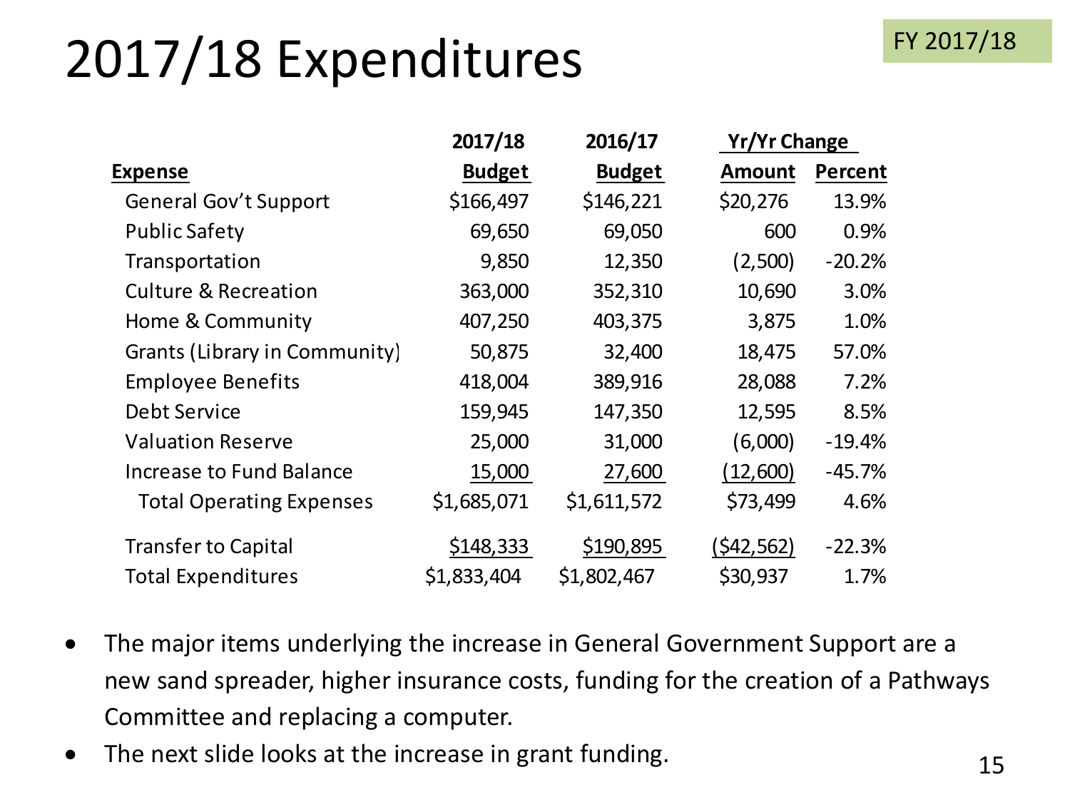# 2017/18 Expenditures

FY 2017/18

| Expense | 2017/18 Budget | 2016/17 Budget | Yr/Yr Change Amount | Yr/Yr Change Percent |
|---|---|---|---|---|
| General Gov't Support | $166,497 | $146,221 | $20,276 | 13.9% |
| Public Safety | 69,650 | 69,050 | 600 | 0.9% |
| Transportation | 9,850 | 12,350 | (2,500) | -20.2% |
| Culture & Recreation | 363,000 | 352,310 | 10,690 | 3.0% |
| Home & Community | 407,250 | 403,375 | 3,875 | 1.0% |
| Grants (Library in Community) | 50,875 | 32,400 | 18,475 | 57.0% |
| Employee Benefits | 418,004 | 389,916 | 28,088 | 7.2% |
| Debt Service | 159,945 | 147,350 | 12,595 | 8.5% |
| Valuation Reserve | 25,000 | 31,000 | (6,000) | -19.4% |
| Increase to Fund Balance | 15,000 | 27,600 | (12,600) | -45.7% |
| Total Operating Expenses | $1,685,071 | $1,611,572 | $73,499 | 4.6% |
| Transfer to Capital | $148,333 | $190,895 | ($42,562) | -22.3% |
| Total Expenditures | $1,833,404 | $1,802,467 | $30,937 | 1.7% |

- The major items underlying the increase in General Government Support are a new sand spreader, higher insurance costs, funding for the creation of a Pathways Committee and replacing a computer.
- The next slide looks at the increase in grant funding.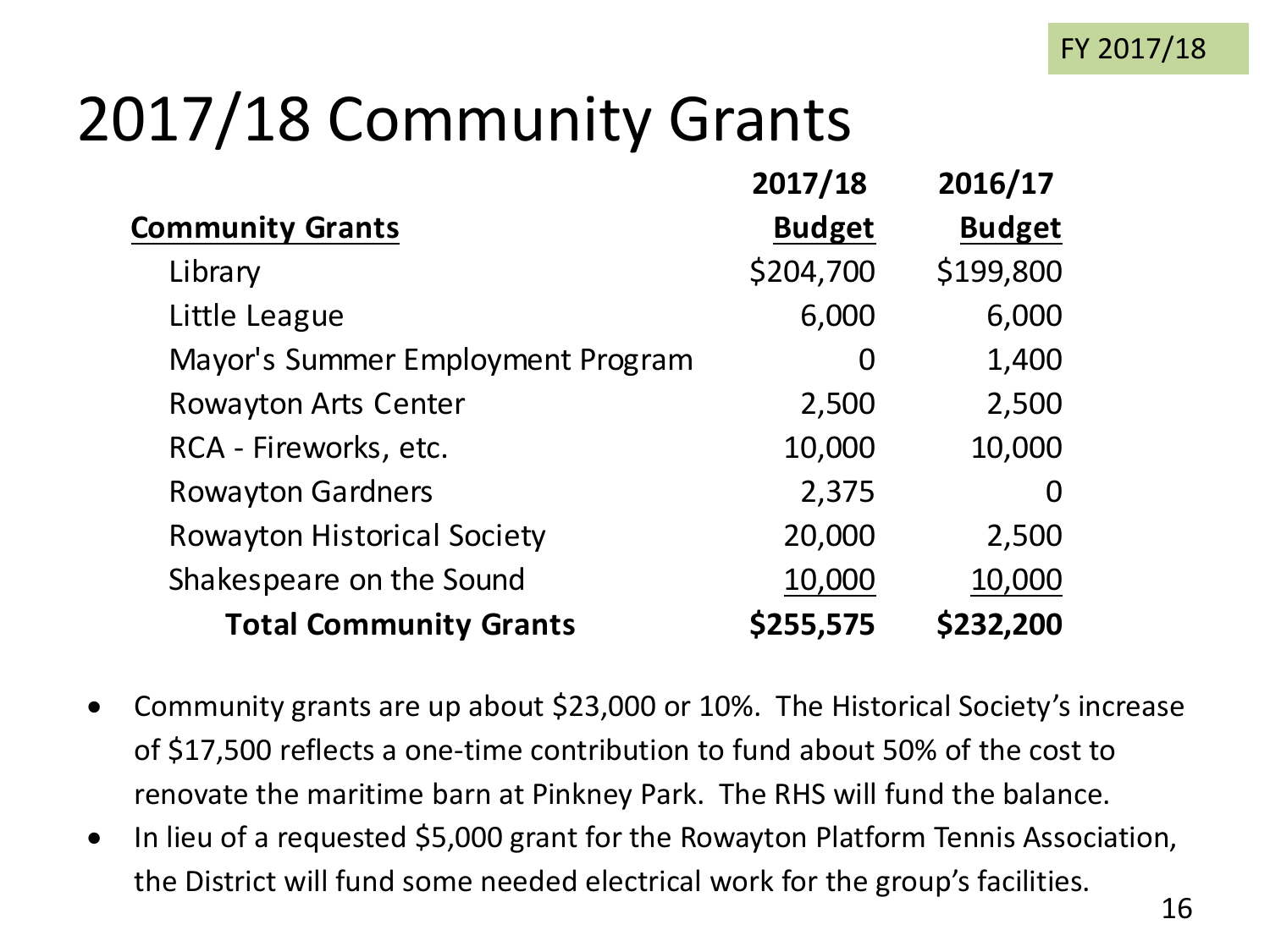FY 2017/18

# 2017/18 Community Grants

| Community Grants | 2017/18 Budget | 2016/17 Budget |
|---|---|---|
| Library | $204,700 | $199,800 |
| Little League | 6,000 | 6,000 |
| Mayor's Summer Employment Program | 0 | 1,400 |
| Rowayton Arts Center | 2,500 | 2,500 |
| RCA - Fireworks, etc. | 10,000 | 10,000 |
| Rowayton Gardners | 2,375 | 0 |
| Rowayton Historical Society | 20,000 | 2,500 |
| Shakespeare on the Sound | 10,000 | 10,000 |
| **Total Community Grants** | **$255,575** | **$232,200** |

- Community grants are up about $23,000 or 10%. The Historical Society's increase of $17,500 reflects a one-time contribution to fund about 50% of the cost to renovate the maritime barn at Pinkney Park. The RHS will fund the balance.
- In lieu of a requested $5,000 grant for the Rowayton Platform Tennis Association, the District will fund some needed electrical work for the group's facilities.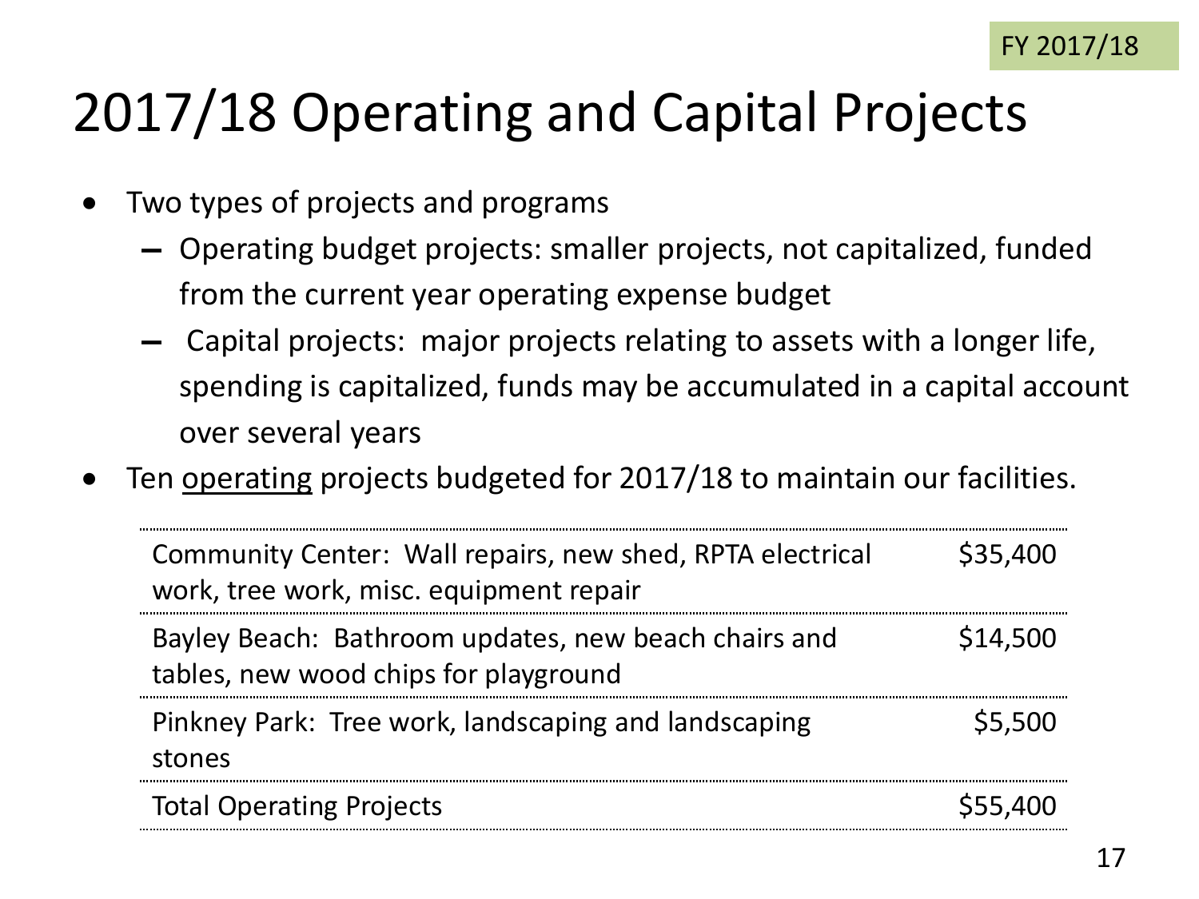FY 2017/18

# 2017/18 Operating and Capital Projects

- Two types of projects and programs
  - Operating budget projects: smaller projects, not capitalized, funded from the current year operating expense budget
  - Capital projects: major projects relating to assets with a longer life, spending is capitalized, funds may be accumulated in a capital account over several years
- Ten operating projects budgeted for 2017/18 to maintain our facilities.

| Project | Amount |
|---|---|
| Community Center: Wall repairs, new shed, RPTA electrical work, tree work, misc. equipment repair | $35,400 |
| Bayley Beach: Bathroom updates, new beach chairs and tables, new wood chips for playground | $14,500 |
| Pinkney Park: Tree work, landscaping and landscaping stones | $5,500 |
| Total Operating Projects | $55,400 |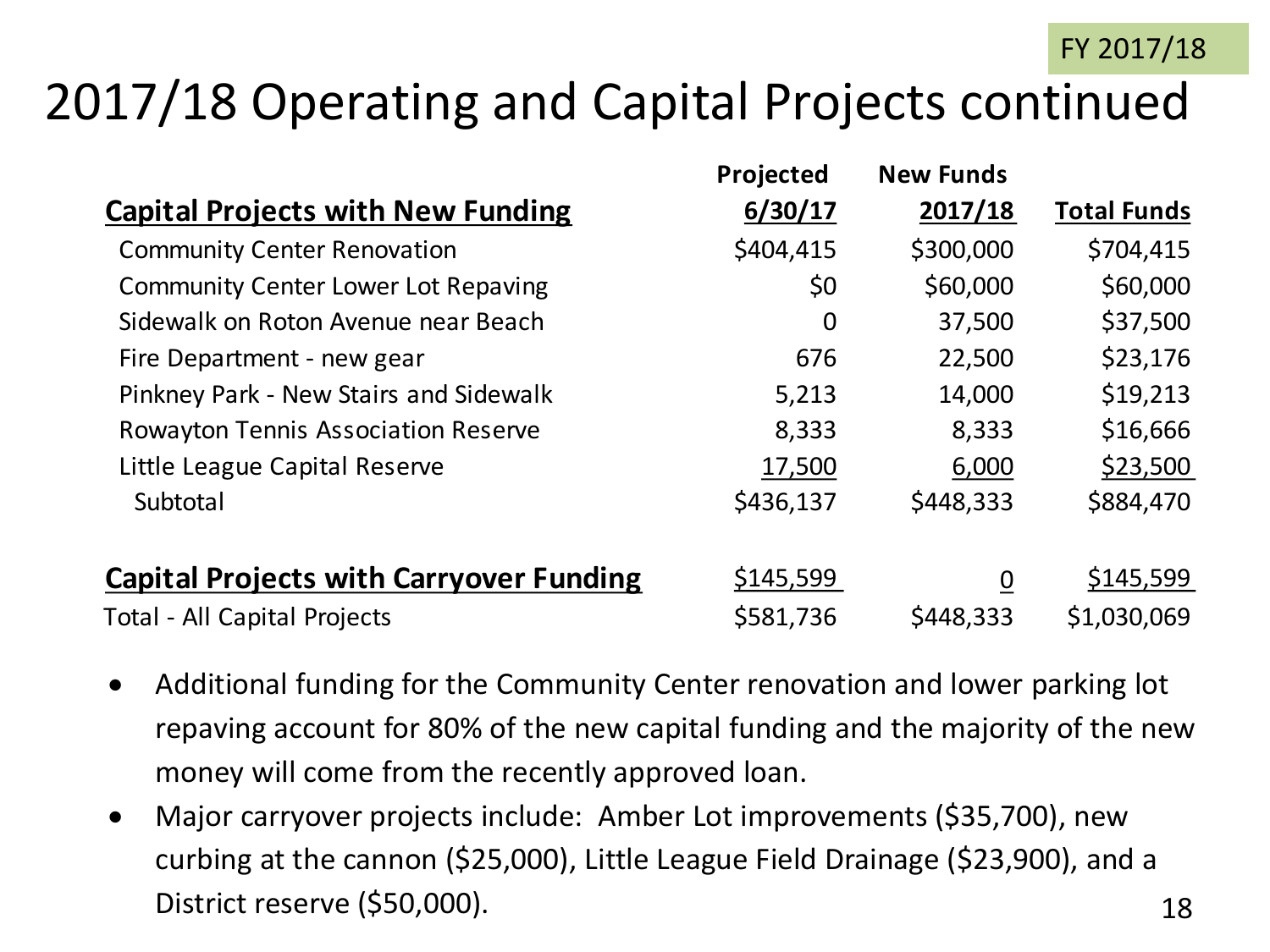FY 2017/18

# 2017/18 Operating and Capital Projects continued

| Capital Projects with New Funding | Projected 6/30/17 | New Funds 2017/18 | Total Funds |
|---|---|---|---|
| Community Center Renovation | $404,415 | $300,000 | $704,415 |
| Community Center Lower Lot Repaving | $0 | $60,000 | $60,000 |
| Sidewalk on Roton Avenue near Beach | 0 | 37,500 | $37,500 |
| Fire Department - new gear | 676 | 22,500 | $23,176 |
| Pinkney Park - New Stairs and Sidewalk | 5,213 | 14,000 | $19,213 |
| Rowayton Tennis Association Reserve | 8,333 | 8,333 | $16,666 |
| Little League Capital Reserve | 17,500 | 6,000 | $23,500 |
| Subtotal | $436,137 | $448,333 | $884,470 |
| **Capital Projects with Carryover Funding** | $145,599 | 0 | $145,599 |
| Total - All Capital Projects | $581,736 | $448,333 | $1,030,069 |

- Additional funding for the Community Center renovation and lower parking lot repaving account for 80% of the new capital funding and the majority of the new money will come from the recently approved loan.
- Major carryover projects include: Amber Lot improvements ($35,700), new curbing at the cannon ($25,000), Little League Field Drainage ($23,900), and a District reserve ($50,000).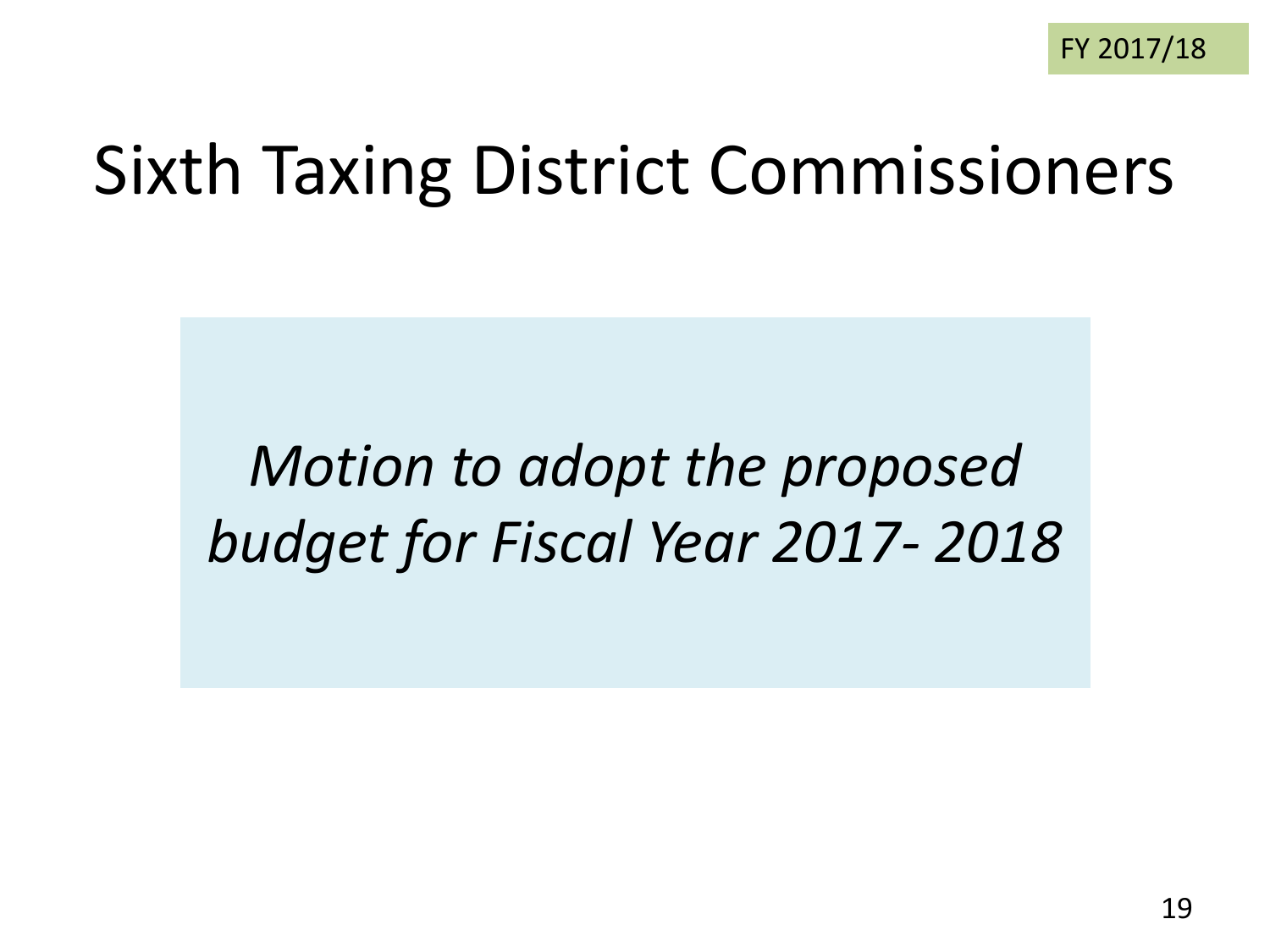FY 2017/18

# Sixth Taxing District Commissioners

*Motion to adopt the proposed budget for Fiscal Year 2017- 2018*